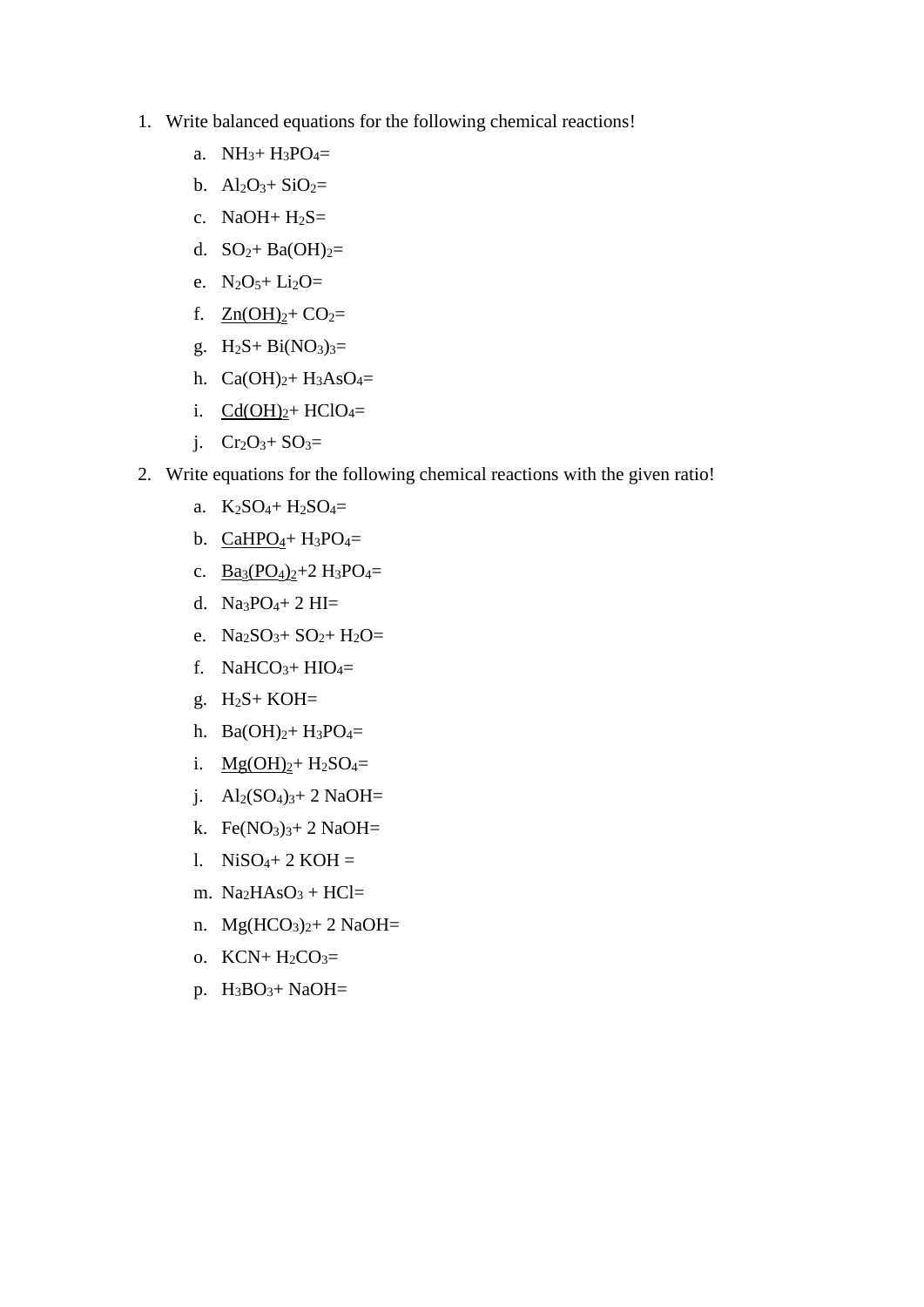1. Write balanced equations for the following chemical reactions!
    a. $NH_3$+ $H_3PO_4$=
    b. $Al_2O_3$+ $SiO_2$=
    c. NaOH+ $H_2S$=
    d. $SO_2$+ $Ba(OH)_2$=
    e. $N_2O_5$+ $Li_2O$=
    f. $\underline{Zn(OH)_2}$+ $CO_2$=
    g. $H_2S$+ $Bi(NO_3)_3$=
    h. $Ca(OH)_2$+ $H_3AsO_4$=
    i. $\underline{Cd(OH)_2}$+ $HClO_4$=
    j. $Cr_2O_3$+ $SO_3$=
2. Write equations for the following chemical reactions with the given ratio!
    a. $K_2SO_4$+ $H_2SO_4$=
    b. $\underline{CaHPO_4}$+ $H_3PO_4$=
    c. $\underline{Ba_3(PO_4)_2}$+2 $H_3PO_4$=
    d. $Na_3PO_4$+ 2 HI=
    e. $Na_2SO_3$+ $SO_2$+ $H_2O$=
    f. $NaHCO_3$+ $HIO_4$=
    g. $H_2S$+ KOH=
    h. $Ba(OH)_2$+ $H_3PO_4$=
    i. $\underline{Mg(OH)_2}$+ $H_2SO_4$=
    j. $Al_2(SO_4)_3$+ 2 NaOH=
    k. $Fe(NO_3)_3$+ 2 NaOH=
    l. $NiSO_4$+ 2 KOH =
    m. $Na_2HAsO_3$ + HCl=
    n. $Mg(HCO_3)_2$+ 2 NaOH=
    o. KCN+ $H_2CO_3$=
    p. $H_3BO_3$+ NaOH=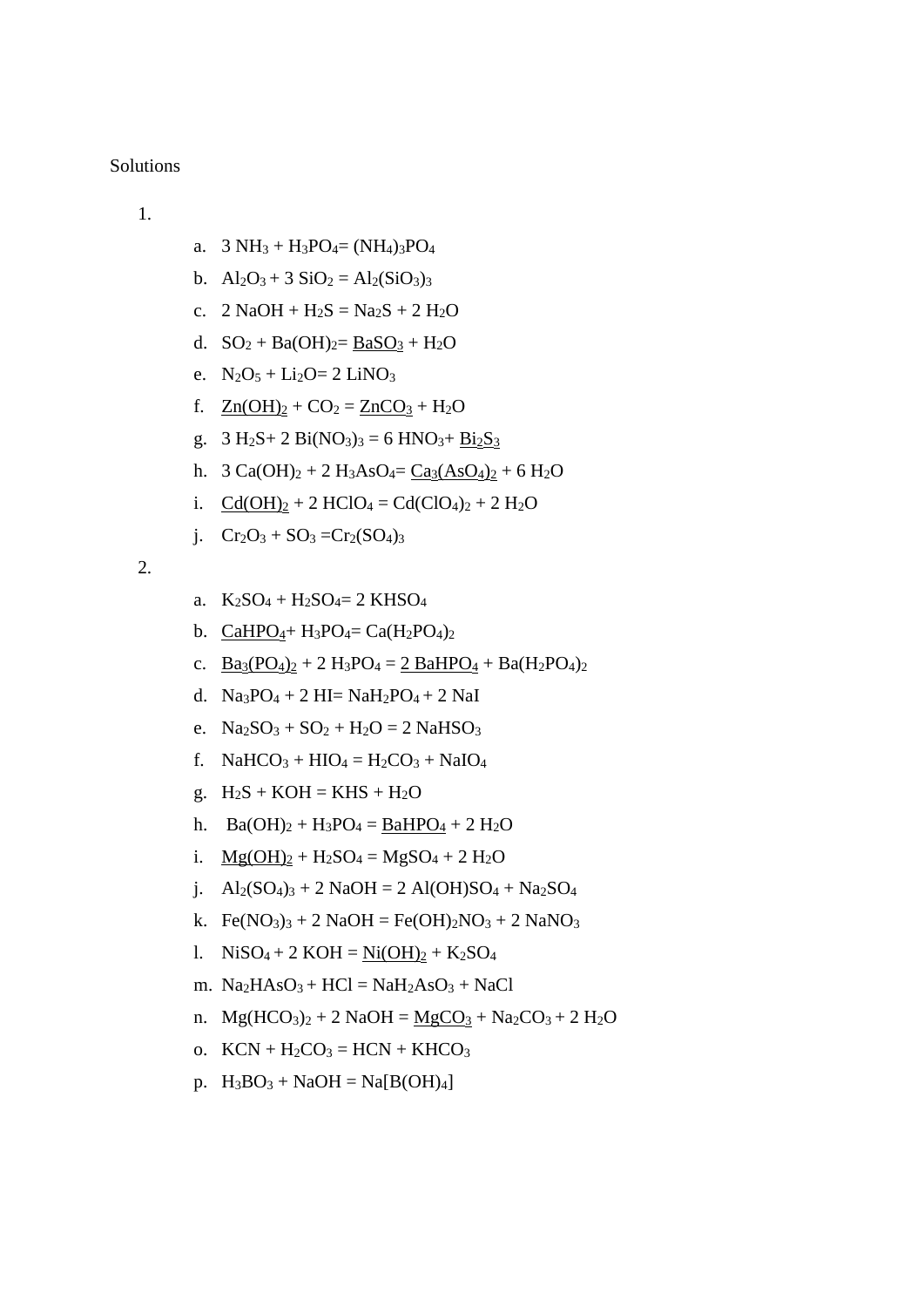Solutions

1.

   a. $3\ NH_3 + H_3PO_4 = (NH_4)_3PO_4$

   b. $Al_2O_3 + 3\ SiO_2 = Al_2(SiO_3)_3$

   c. $2\ NaOH + H_2S = Na_2S + 2\ H_2O$

   d. $SO_2 + Ba(OH)_2 = \underline{BaSO_3} + H_2O$

   e. $N_2O_5 + Li_2O = 2\ LiNO_3$

   f. $\underline{Zn(OH)_2} + CO_2 = \underline{ZnCO_3} + H_2O$

   g. $3\ H_2S + 2\ Bi(NO_3)_3 = 6\ HNO_3 + \underline{Bi_2S_3}$

   h. $3\ Ca(OH)_2 + 2\ H_3AsO_4 = \underline{Ca_3(AsO_4)_2} + 6\ H_2O$

   i. $\underline{Cd(OH)_2} + 2\ HClO_4 = Cd(ClO_4)_2 + 2\ H_2O$

   j. $Cr_2O_3 + SO_3 = Cr_2(SO_4)_3$

2.

   a. $K_2SO_4 + H_2SO_4 = 2\ KHSO_4$

   b. $\underline{CaHPO_4} + H_3PO_4 = Ca(H_2PO_4)_2$

   c. $\underline{Ba_3(PO_4)_2} + 2\ H_3PO_4 = \underline{2\ BaHPO_4} + Ba(H_2PO_4)_2$

   d. $Na_3PO_4 + 2\ HI = NaH_2PO_4 + 2\ NaI$

   e. $Na_2SO_3 + SO_2 + H_2O = 2\ NaHSO_3$

   f. $NaHCO_3 + HIO_4 = H_2CO_3 + NaIO_4$

   g. $H_2S + KOH = KHS + H_2O$

   h. $Ba(OH)_2 + H_3PO_4 = \underline{BaHPO_4} + 2\ H_2O$

   i. $\underline{Mg(OH)_2} + H_2SO_4 = MgSO_4 + 2\ H_2O$

   j. $Al_2(SO_4)_3 + 2\ NaOH = 2\ Al(OH)SO_4 + Na_2SO_4$

   k. $Fe(NO_3)_3 + 2\ NaOH = Fe(OH)_2NO_3 + 2\ NaNO_3$

   l. $NiSO_4 + 2\ KOH = \underline{Ni(OH)_2} + K_2SO_4$

   m. $Na_2HAsO_3 + HCl = NaH_2AsO_3 + NaCl$

   n. $Mg(HCO_3)_2 + 2\ NaOH = \underline{MgCO_3} + Na_2CO_3 + 2\ H_2O$

   o. $KCN + H_2CO_3 = HCN + KHCO_3$

   p. $H_3BO_3 + NaOH = Na[B(OH)_4]$